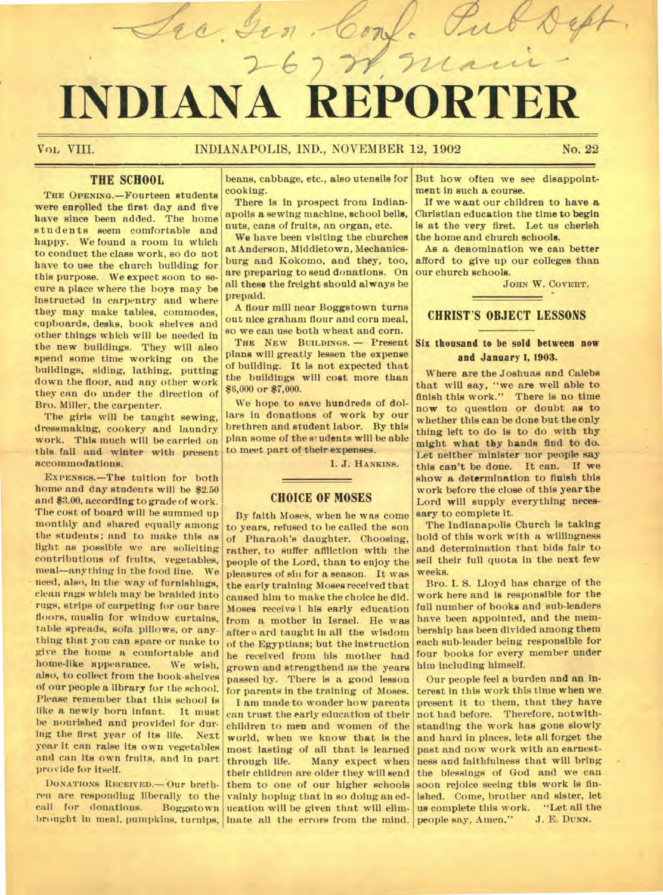# INDIANA REPORTER

VOL. VIII. INDIANAPOLIS, IND., NOVEMBER 12, 1902 No. 22

## THE SCHOOL

THE OPENING.—Fourteen students were enrolled the first day and five have since been added. The home students seem comfortable and happy. We found a room in which to conduct the class work, so do not have to use the church building for this purpose. We expect soon to secure a place where the boys may be instructed in carpentry and where they may make tables, commodes, cupboards, desks, book shelves and other things which will be needed in the new buildings. They will also spend some time working on the buildings, siding, lathing, putting down the floor, and any other work they can do under the direction of Bro. Miller, the carpenter.

The girls will be taught sewing, dressmaking, cookery and laundry work. This much will be carried on this fall and winter with present accommodations.

EXPENSES.—The tuition for both home and day students will be $2.50 and $3.00, according to grade of work. The cost of board will be summed up monthly and shared equally among the students; and to make this as light as possible we are soliciting contributions of fruits, vegetables, meal—anything in the food line. We need, also, in the way of furnishings, clean rags which may be braided into rugs, strips of carpeting for our bare floors, muslin for window curtains, table spreads, sofa pillows, or anything that you can spare or make to give the home a comfortable and home-like appearance. We wish, also, to collect from the book-shelves of our people a library for the school. Please remember that this school is like a newly born infant. It must be nourished and provided for during the first year of its life. Next year it can raise its own vegetables and can its own fruits, and in part provide for itself.

DONATIONS RECEIVED.—Our brethren are responding liberally to the call for donations. Boggstown brought in meal, pumpkins, turnips, beans, cabbage, etc., also utensils for cooking.

There is in prospect from Indianapolis a sewing machine, school bells, nuts, cans of fruits, an organ, etc.

We have been visiting the churches at Anderson, Middletown, Mechanicsburg and Kokomo, and they, too, are preparing to send donations. On all these the freight should always be prepaid.

A flour mill near Boggstown turns out nice graham flour and corn meal, so we can use both wheat and corn.

THE NEW BUILDINGS. — Present plans will greatly lessen the expense of building. It is not expected that the buildings will cost more than $6,000 or $7,000.

We hope to save hundreds of dollars in donations of work by our brethren and student labor. By this plan some of the students will be able to meet part of their expenses.

I. J. HANKINS.

## CHOICE OF MOSES

By faith Moses, when he was come to years, refused to be called the son of Pharaoh's daughter. Choosing, rather, to suffer affliction with the people of the Lord, than to enjoy the pleasures of sin for a season. It was the early training Moses received that caused him to make the choice he did. Moses received his early education from a mother in Israel. He was afterward taught in all the wisdom of the Egyptians; but the instruction he received from his mother had grown and strengthend as the years passed by. There is a good lesson for parents in the training of Moses.

I am made to wonder how parents can trust the early education of their children to men and women of the world, when we know that is the most lasting of all that is learned through life. Many expect when their children are older they will send them to one of our higher schools vainly hoping that in so doing an education will be given that will eliminate all the errors from the mind. But how often we see disappointment in such a course.

If we want our children to have a Christian education the time to begin is at the very first. Let us cherish the home and church schools.

As a denomination we can better afford to give up our colleges than our church schools.

JOHN W. COVERT.

## CHRIST'S OBJECT LESSONS

### Six thousand to be sold between now and January 1, 1903.

Where are the Joshuas and Calebs that will say, "we are well able to finish this work." There is no time now to question or doubt as to whether this can be done but the only thing left to do is to do with thy might what thy hands find to do. Let neither minister nor people say this can't be done. It can. If we show a determination to finish this work before the close of this year the Lord will supply everything necessary to complete it.

The Indianapolis Church is taking hold of this work with a willingness and determination that bids fair to sell their full quota in the next few weeks.

Bro. I. S. Lloyd has charge of the work here and is responsible for the full number of books and sub-leaders have been appointed, and the membership has been divided among them each sub-leader being responsible for four books for every member under him including himself.

Our people feel a burden and an interest in this work this time when we present it to them, that they have not had before. Therefore, notwithstanding the work has gone slowly and hard in places, lets all forget the past and now work with an earnestness and faithfulness that will bring the blessings of God and we can soon rejoice seeing this work is finished. Come, brother and sister, let us complete this work. "Let all the people say, Amen." J. E. DUNN.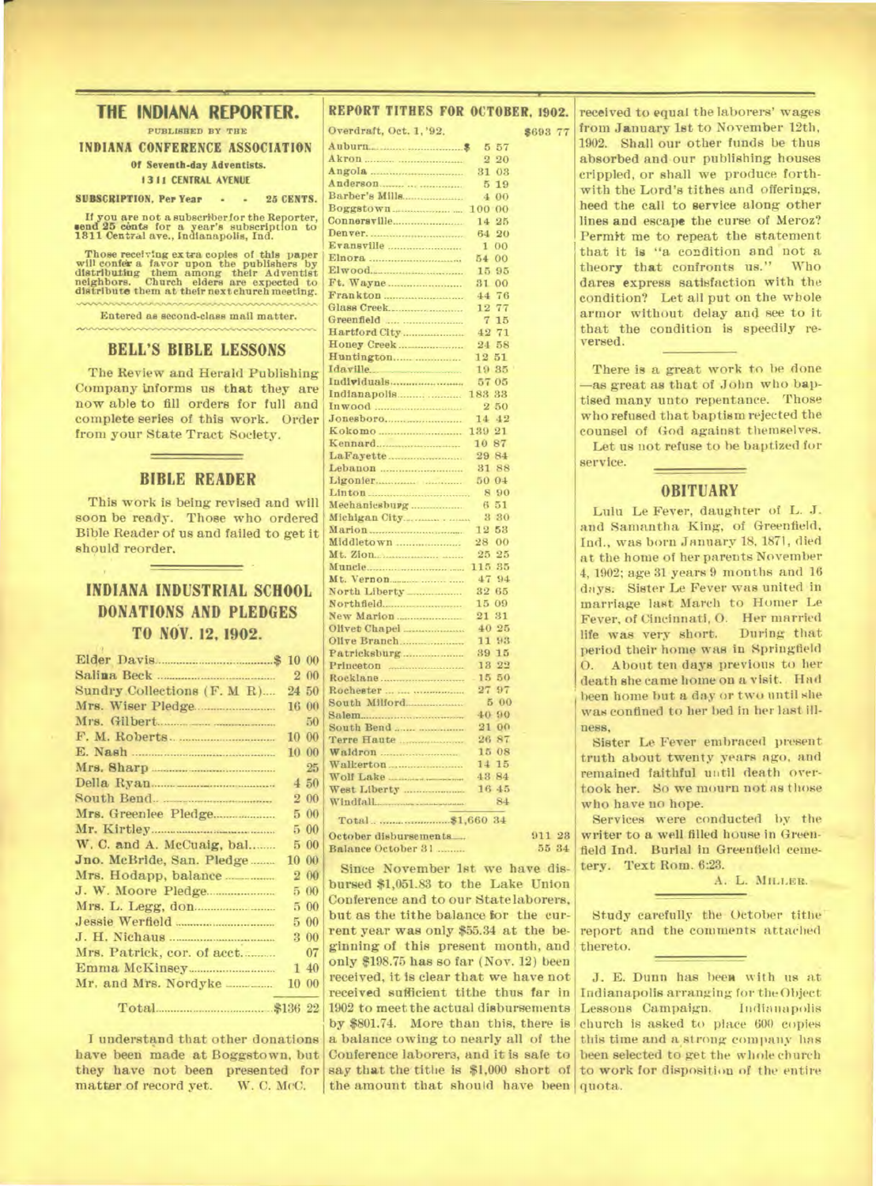# THE INDIANA REPORTER.

PUBLISHED BY THE

**INDIANA CONFERENCE ASSOCIATION**

**Of Seventh-day Adventists.**

**1311 CENTRAL AVENUE**

**SUBSCRIPTION, Per Year - - 25 CENTS.**

If you are not a subscriber for the Reporter, send 25 cents for a year's subscription to 1811 Central ave., Indianapolis, Ind.

Those receiving extra copies of this paper will confer a favor upon the publishers by distributing them among their Adventist neighbors. Church elders are expected to distribute them at their next church meeting.

Entered as second-class mail matter.

## BELL'S BIBLE LESSONS

The Review and Herald Publishing Company informs us that they are now able to fill orders for full and complete series of this work. Order from your State Tract Society.

## BIBLE READER

This work is being revised and will soon be ready. Those who ordered Bible Reader of us and failed to get it should reorder.

## INDIANA INDUSTRIAL SCHOOL DONATIONS AND PLEDGES TO NOV. 12, 1902.

| | |
|---|---|
| Elder Davis | $ 10 00 |
| Salina Beck | 2 00 |
| Sundry Collections (F. M. R.) | 24 50 |
| Mrs. Wiser Pledge | 16 00 |
| Mrs. Gilbert | 50 |
| F. M. Roberts | 10 00 |
| E. Nash | 10 00 |
| Mrs. Sharp | 25 |
| Della Ryan | 4 50 |
| South Bend | 2 00 |
| Mrs. Greenlee Pledge | 5 00 |
| Mr. Kirtley | 5 00 |
| W. C. and A. McCuaig, bal | 5 00 |
| Jno. McBride, San. Pledge | 10 00 |
| Mrs. Hodapp, balance | 2 00 |
| J. W. Moore Pledge | 5 00 |
| Mrs. L. Legg, don | 5 00 |
| Jessie Werfield | 5 00 |
| J. H. Nichaus | 3 00 |
| Mrs. Patrick, cor. of acct | 07 |
| Emma McKinsey | 1 40 |
| Mr. and Mrs. Nordyke | 10 00 |
| Total | $136 22 |

I understand that other donations have been made at Boggstown, but they have not been presented for matter of record yet. W. C. McC.

## REPORT TITHES FOR OCTOBER, 1902.

| | |
|---|---|
| Overdraft, Oct. 1, '92. | $693 77 |
| Auburn | $ 5 57 |
| Akron | 2 20 |
| Angola | 31 03 |
| Anderson | 5 19 |
| Barber's Mills | 4 00 |
| Boggstown | 100 00 |
| Connersville | 14 25 |
| Denver | 64 20 |
| Evansville | 1 00 |
| Elnora | 54 00 |
| Elwood | 15 95 |
| Ft. Wayne | 31 00 |
| Frankton | 44 76 |
| Glass Creek | 12 77 |
| Greenfield | 7 15 |
| Hartford City | 42 71 |
| Honey Creek | 24 58 |
| Huntington | 12 51 |
| Idaville | 19 35 |
| Individuals | 57 05 |
| Indianapolis | 183 33 |
| Inwood | 2 50 |
| Jonesboro | 14 42 |
| Kokomo | 139 21 |
| Kennard | 10 87 |
| LaFayette | 29 84 |
| Lebanon | 31 88 |
| Ligonier | 50 04 |
| Linton | 8 90 |
| Mechanicsburg | 6 51 |
| Michigan City | 3 30 |
| Marion | 12 53 |
| Middletown | 28 00 |
| Mt. Zion | 25 25 |
| Muncie | 115 35 |
| Mt. Vernon | 47 94 |
| North Liberty | 32 65 |
| Northfield | 15 09 |
| New Marion | 21 31 |
| Olivet Chapel | 40 25 |
| Olive Branch | 11 93 |
| Patricksburg | 39 15 |
| Princeton | 13 22 |
| Rocklane | 15 50 |
| Rochester | 27 97 |
| South Milford | 5 00 |
| Salem | 40 90 |
| South Bend | 21 00 |
| Terre Haute | 26 87 |
| Waldron | 15 08 |
| Walkerton | 14 15 |
| Wolf Lake | 43 84 |
| West Liberty | 16 45 |
| Windfall | 84 |
| Total | $1,660 34 |
| October disbursements | 911 23 |
| Balance October 31 | 55 34 |

Since November 1st we have disbursed $1,051.83 to the Lake Union Conference and to our State laborers, but as the tithe balance for the current year was only $55.34 at the beginning of this present month, and only $198.75 has so far (Nov. 12) been received, it is clear that we have not received sufficient tithe thus far in 1902 to meet the actual disbursements by $801.74. More than this, there is a balance owing to nearly all of the Conference laborers, and it is safe to say that the tithe is $1,000 short of the amount that should have been received to equal the laborers' wages from January 1st to November 12th, 1902. Shall our other funds be thus absorbed and our publishing houses crippled, or shall we produce forthwith the Lord's tithes and offerings, heed the call to service along other lines and escape the curse of Meroz? Permit me to repeat the statement that it is "a condition and not a theory that confronts us." Who dares express satisfaction with the condition? Let all put on the whole armor without delay and see to it that the condition is speedily reversed.

There is a great work to be done—as great as that of John who baptised many unto repentance. Those who refused that baptism rejected the counsel of God against themselves. Let us not refuse to be baptized for service.

## OBITUARY

Lulu Le Fever, daughter of L. J. and Samantha King, of Greenfield, Ind., was born January 18, 1871, died at the home of her parents November 4, 1902; age 31 years 9 months and 16 days. Sister Le Fever was united in marriage last March to Homer Le Fever, of Cincinnati, O. Her married life was very short. During that period their home was in Springfield O. About ten days previous to her death she came home on a visit. Had been home but a day or two until she was confined to her bed in her last illness.

Sister Le Fever embraced present truth about twenty years ago, and remained faithful until death overtook her. So we mourn not as those who have no hope.

Services were conducted by the writer to a well filled house in Greenfield Ind. Burial in Greenfield cemetery. Text Rom. 6:23.

A. L. MILLER.

Study carefully the October tithe report and the comments attached thereto.

J. E. Dunn has been with us at Indianapolis arranging for the Object Lessons Campaign. Indianapolis church is asked to place 600 copies this time and a strong company has been selected to get the whole church to work for disposition of the entire quota.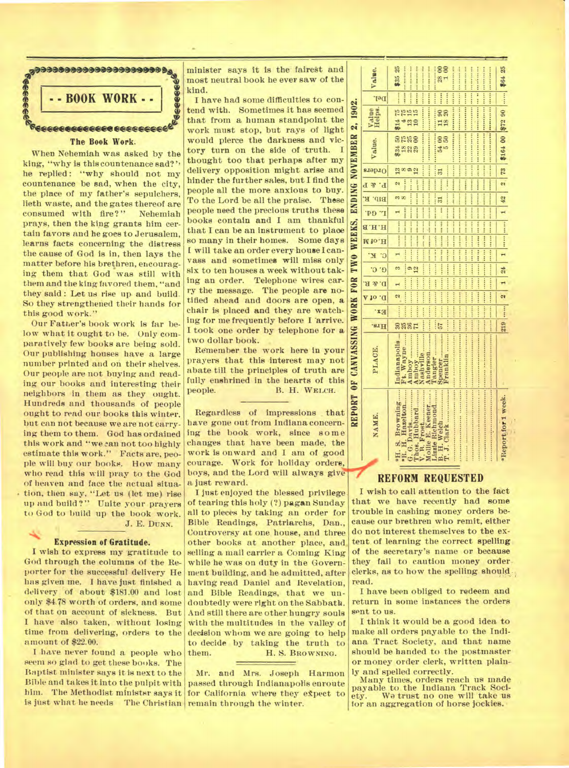## - - BOOK WORK - -

### The Book Work.

When Nehemiah was asked by the king, "why is this countenance sad?" he replied: "why should not my countenance be sad, when the city, the place of my father's sepulchers, lieth waste, and the gates thereof are consumed with fire?" Nehemiah prays, then the king grants him certain favors and he goes to Jerusalem, learns facts concerning the distress the cause of God is in, then lays the matter before his brethren, encouraging them that God was still with them and the king favored them, "and they said: Let us rise up and build. So they strengthened their hands for this good work."

Our Father's book work is far below what it ought to be. Only comparatively few books are being sold. Our publishing houses have a large number printed and on their shelves. Our people are not buying and reading our books and interesting their neighbors in them as they ought. Hundreds and thousands of people ought to read our books this winter, but can not because we are not carrying them to them. God has ordained this work and "we can not too highly estimate this work." Facts are, people will buy our books. How many who read this will pray to the God of heaven and face the actual situation, then say, "Let us (let me) rise up and build?" Unite your prayers to God to build up the book work.

J. E. DUNN.

### Expression of Gratitude.

I wish to express my gratitude to God through the columns of the Reporter for the successful delivery He has given me. I have just finished a delivery of about $181.00 and lost only $4.78 worth of orders, and some of that on account of sickness. But I have also taken, without losing time from delivering, orders to the amount of $22.00.

I have never found a people who seem so glad to get these books. The Baptist minister says it is next to the Bible and takes it into the pulpit with him. The Methodist minister says it is just what he needs The Christian minister says it is the fairest and most neutral book he ever saw of the kind.

I have had some difficulties to contend with. Sometimes it has seemed that from a human standpoint the work must stop, but rays of light would pierce the darkness and victory turn on the side of truth. I thought too that perhaps after my delivery opposition might arise and hinder the further sales, but I find the people all the more anxious to buy. To the Lord be all the praise. These people need the precious truths these books contain and I am thankful that I can be an instrument to place so many in their homes. Some days I will take an order every house I canvass and sometimes will miss only six to ten houses a week without taking an order. Telephone wires carry the message. The people are notified ahead and doors are open, a chair is placed and they are watching for me frequently before I arrive. I took one order by telephone for a two dollar book.

Remember the work here in your prayers that this interest may not abate till the principles of truth are fully enshrined in the hearts of this people.

B. H. WELCH.

---

Regardless of impressions that have gone out from Indiana concerning the book work, since some changes that have been made, the work is onward and I am of good courage. Work for holiday orders, boys, and the Lord will always give a just reward.

I just enjoyed the blessed privilege of tearing this holy (?) pagan Sunday all to pieces by taking an order for Bible Readings, Patriarchs, Dan., Controversy at one house, and three other books at another place, and selling a mail carrier a Coming King while he was on duty in the Government building, and he admitted, after having read Daniel and Revelation, and Bible Readings, that we undoubtedly were right on the Sabbath. And still there are other hungry souls with the multitudes in the valley of decision whom we are going to help to decide by taking the truth to them.

H. S. BROWNING.

---

Mr. and Mrs. Joseph Harmon passed through Indianapolis enroute for California where they expect to remain through the winter.

### REPORT OF CANVASSING WORK FOR TWO WEEKS, ENDING NOVEMBER 2, 1902.

| NAME. | PLACE. | Hrs. | Ex. | D. of A | D. & R. | G. C. | C. K. | H. of N. | H. H. B. | L. Gd. | Bib. R. | P. & P. | Orders | Value. | Value Helps. | Del. | Value. |
|---|---|---|---|---|---|---|---|---|---|---|---|---|---|---|---|---|---|
| *H. S. Browning | Indianapolis | 30 | | 2 | 1 | 3 | 1 | | | 1 | 3 | 2 | 13 | $34 50 | $14 75 | | $35 25 |
| *R. H. Hazelton | Ft. Wayne | 25 | | | | | | | | | 8 | | 8 | 18 75 | 4 75 | | |
| G. G. Davis | Amboy | 36 | | | | 9 | | | | | | | 9 | 22 25 | 13 15 | | |
| Thos. Hubbard | Amboy | 71 | | | | 12 | | | | | | | 12 | 29 00 | 10 15 | | |
| V. R. Frost | Nashville | | | | | | | | | | | | | | | | |
| Mollie E. Keener | Anderson | | | | | | | | | | | | | | | | |
| Lizzie Richmond | Tangier | 57 | | | | | | | | | 31 | | 31 | 54 00 | 11 90 | | 28 00 |
| B. H. Welch | Spencer | | | | | | | | | | | | | 5 50 | 18 20 | | 1 00 |
| T. J. Clark | Franklin | | | | | | | | | | | | | | | | |
| *Report for 1 week. | | 219 | .... | 2 | 1 | 24 | 1 | .... | .... | 1 | 42 | 2 | 73 | $164 00 | $72 90 | .... | $64 25 |

## REFORM REQUESTED

I wish to call attention to the fact that we have recently had some trouble in cashing money orders because our brethren who remit, either do not interest themselves to the extent of learning the correct spelling of the secretary's name or because they fail to caution money order clerks, as to how the spelling should read.

I have been obliged to redeem and return in some instances the orders sent to us.

I think it would be a good idea to make all orders payable to the Indiana Tract Society, and that name should be handed to the postmaster or money order clerk, written plainly and spelled correctly.

Many times, orders reach us made payable to the Indiana Track Society. We trust no one will take us for an aggregation of horse jockies.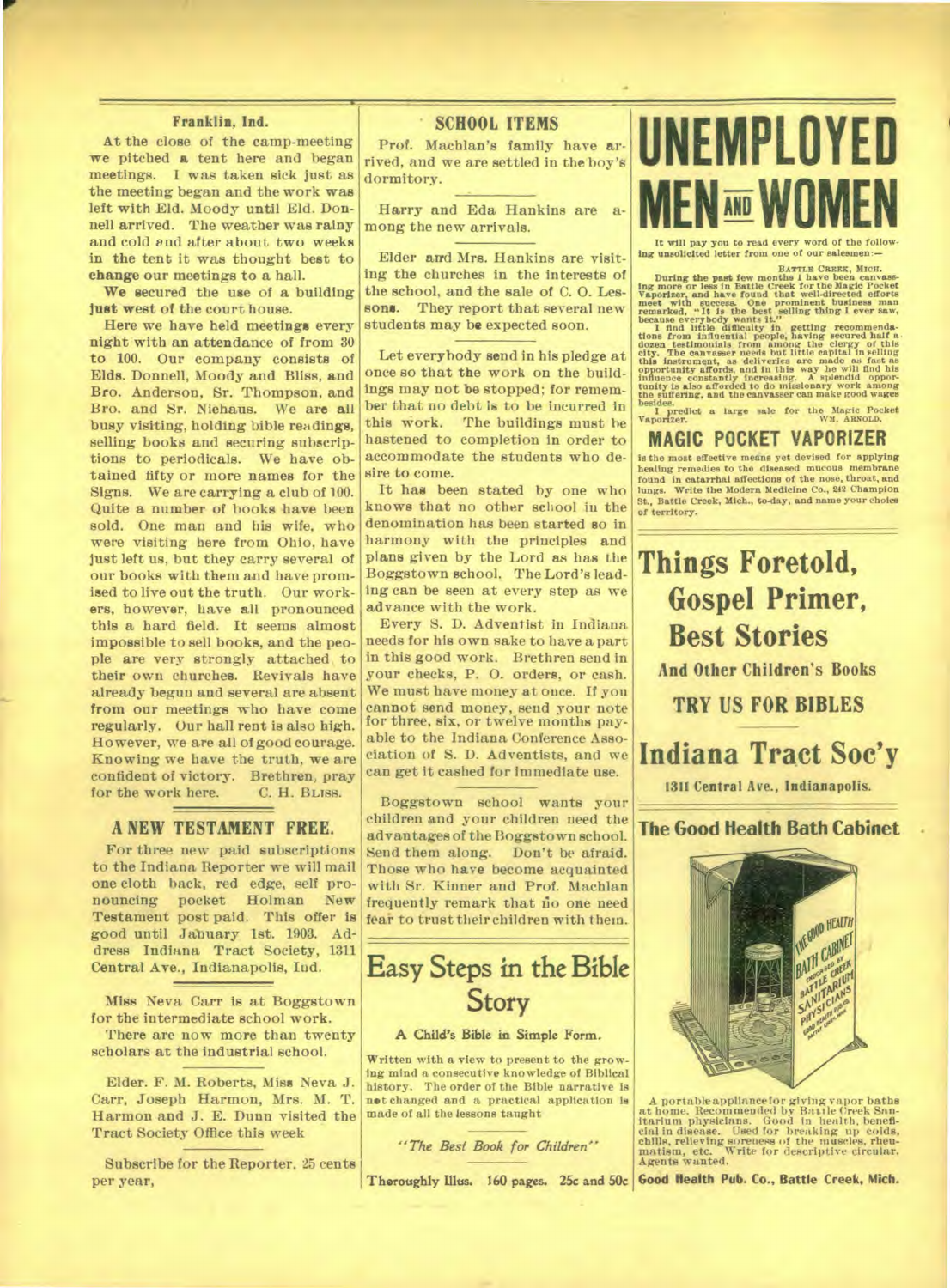### Franklin, Ind.

At the close of the camp-meeting we pitched a tent here and began meetings. I was taken sick just as the meeting began and the work was left with Eld. Moody until Eld. Donnell arrived. The weather was rainy and cold and after about two weeks in the tent it was thought best to change our meetings to a hall.

We secured the use of a building just west of the court house.

Here we have held meetings every night with an attendance of from 30 to 100. Our company consists of Elds. Donnell, Moody and Bliss, and Bro. Anderson, Sr. Thompson, and Bro. and Sr. Niehaus. We are all busy visiting, holding bible readings, selling books and securing subscriptions to periodicals. We have obtained fifty or more names for the Signs. We are carrying a club of 100. Quite a number of books have been sold. One man and his wife, who were visiting here from Ohio, have just left us, but they carry several of our books with them and have promised to live out the truth. Our workers, however, have all pronounced this a hard field. It seems almost impossible to sell books, and the people are very strongly attached to their own churches. Revivals have already begun and several are absent from our meetings who have come regularly. Our hall rent is also high. However, we are all of good courage. Knowing we have the truth, we are confident of victory. Brethren, pray for the work here. C. H. BLISS.

## A NEW TESTAMENT FREE.

For three new paid subscriptions to the Indiana Reporter we will mail one cloth back, red edge, self pronouncing pocket Holman New Testament post paid. This offer is good until January 1st. 1903. Address Indiana Tract Society, 1311 Central Ave., Indianapolis, Ind.

Miss Neva Carr is at Boggstown for the intermediate school work.

There are now more than twenty scholars at the industrial school.

Elder. F. M. Roberts, Miss Neva J. Carr, Joseph Harmon, Mrs. M. T. Harmon and J. E. Dunn visited the Tract Society Office this week

Subscribe for the Reporter. 25 cents per year,

## SCHOOL ITEMS

Prof. Machlan's family have arrived, and we are settled in the boy's dormitory.

Harry and Eda Hankins are among the new arrivals.

Elder and Mrs. Hankins are visiting the churches in the interests of the school, and the sale of C. O. Lessons. They report that several new students may be expected soon.

Let everybody send in his pledge at once so that the work on the buildings may not be stopped; for remember that no debt is to be incurred in this work. The buildings must be hastened to completion in order to accommodate the students who desire to come.

It has been stated by one who knows that no other school in the denomination has been started so in harmony with the principles and plans given by the Lord as has the Boggstown school. The Lord's leading can be seen at every step as we advance with the work.

Every S. D. Adventist in Indiana needs for his own sake to have a part in this good work. Brethren send in your checks, P. O. orders, or cash. We must have money at once. If you cannot send money, send your note for three, six, or twelve months payable to the Indiana Conference Association of S. D. Adventists, and we can get it cashed for immediate use.

Boggstown school wants your children and your children need the advantages of the Boggstown school. Send them along. Don't be afraid. Those who have become acquainted with Sr. Kinner and Prof. Machlan frequently remark that no one need fear to trust their children with them.

# Easy Steps in the Bible Story

### A Child's Bible in Simple Form.

Written with a view to present to the growing mind a consecutive knowledge of Biblical history. The order of the Bible narrative is not changed and a practical application is made of all the lessons taught

*"The Best Book for Children"*

Thoroughly Illus. 160 pages. 25c and 50c

# UNEMPLOYED MEN AND WOMEN

It will pay you to read every word of the following unsolicited letter from one of our salesmen:—

BATTLE CREEK, MICH.

During the past few months I have been canvassing more or less in Battle Creek for the Magic Pocket Vaporizer, and have found that well-directed efforts meet with success. One prominent business man remarked, "It is the best selling thing I ever saw, because everybody wants it."

I find little difficulty in getting recommendations from influential people, having secured half a dozen testimonials from among the clergy of this city. The canvasser needs but little capital in selling this instrument, as deliveries are made as fast as opportunity affords, and in this way he will find his influence constantly increasing. A splendid opportunity is also afforded to do missionary work among the suffering, and the canvasser can make good wages besides.

I predict a large sale for the Magic Pocket Vaporizer. WM. ARNOLD.

## MAGIC POCKET VAPORIZER

is the most effective means yet devised for applying healing remedies to the diseased mucous membrane found in catarrhal affections of the nose, throat, and lungs. Write the Modern Medicine Co., 242 Champion St., Battle Creek, Mich., to-day, and name your choice of territory.

# Things Foretold, Gospel Primer, Best Stories

### And Other Children's Books

### TRY US FOR BIBLES

# Indiana Tract Soc'y

1311 Central Ave., Indianapolis.

## The Good Health Bath Cabinet

A portable appliance for giving vapor baths at home. Recommended by Battle Creek Sanitarium physicians. Good in health, beneficial in disease. Used for breaking up colds, chills, relieving soreness of the muscles, rheumatism, etc. Write for descriptive circular. Agents wanted.

Good Health Pub. Co., Battle Creek, Mich.